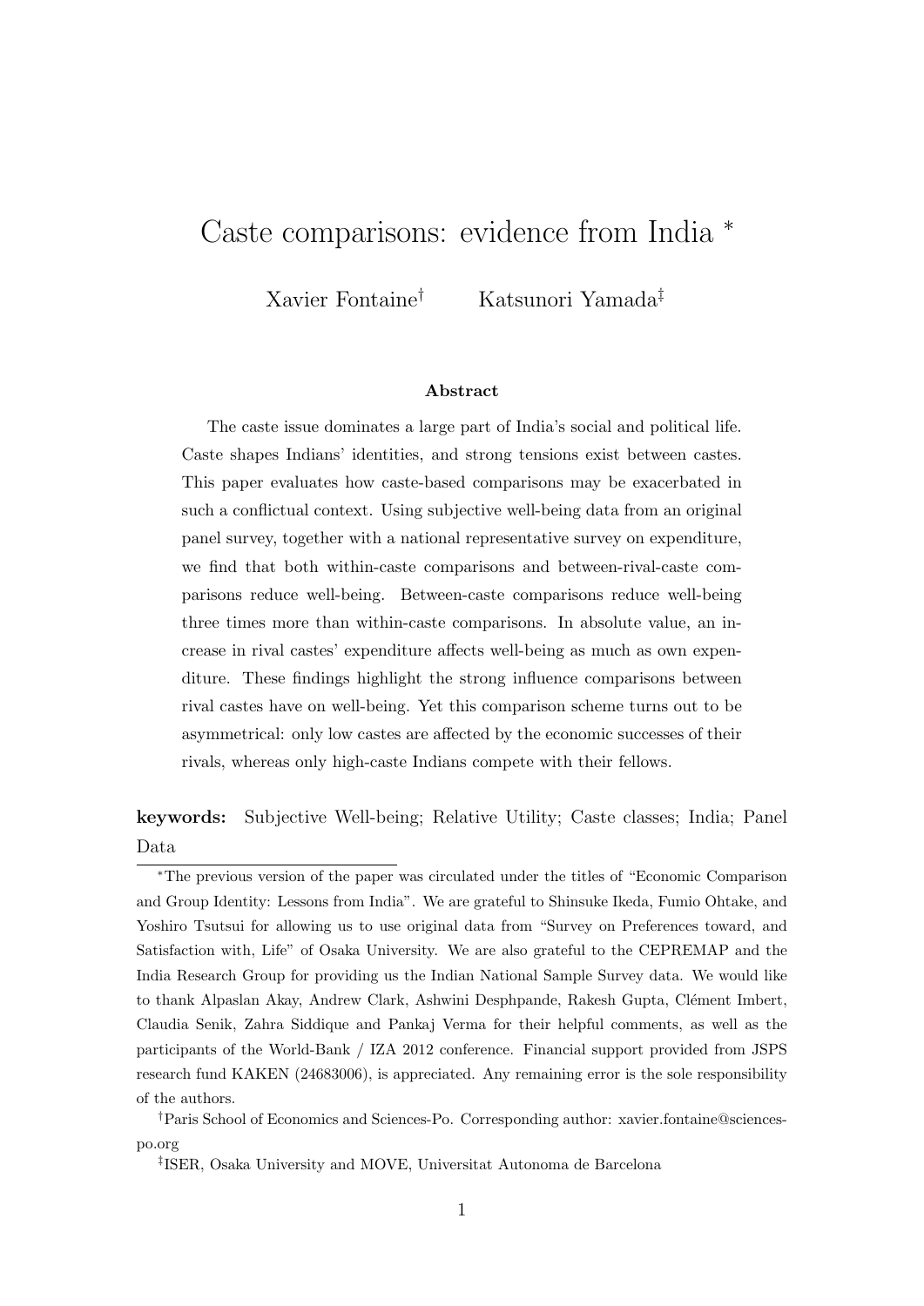# Caste comparisons: evidence from India [*]

Xavier Fontaine[†] Katsunori Yamada[‡]

## Abstract

The caste issue dominates a large part of India's social and political life. Caste shapes Indians' identities, and strong tensions exist between castes. This paper evaluates how caste-based comparisons may be exacerbated in such a conflictual context. Using subjective well-being data from an original panel survey, together with a national representative survey on expenditure, we find that both within-caste comparisons and between-rival-caste comparisons reduce well-being. Between-caste comparisons reduce well-being three times more than within-caste comparisons. In absolute value, an increase in rival castes' expenditure affects well-being as much as own expenditure. These findings highlight the strong influence comparisons between rival castes have on well-being. Yet this comparison scheme turns out to be asymmetrical: only low castes are affected by the economic successes of their rivals, whereas only high-caste Indians compete with their fellows.

**keywords:** Subjective Well-being; Relative Utility; Caste classes; India; Panel Data

---

[*]The previous version of the paper was circulated under the titles of "Economic Comparison and Group Identity: Lessons from India". We are grateful to Shinsuke Ikeda, Fumio Ohtake, and Yoshiro Tsutsui for allowing us to use original data from "Survey on Preferences toward, and Satisfaction with, Life" of Osaka University. We are also grateful to the CEPREMAP and the India Research Group for providing us the Indian National Sample Survey data. We would like to thank Alpaslan Akay, Andrew Clark, Ashwini Desphpande, Rakesh Gupta, Clément Imbert, Claudia Senik, Zahra Siddique and Pankaj Verma for their helpful comments, as well as the participants of the World-Bank / IZA 2012 conference. Financial support provided from JSPS research fund KAKEN (24683006), is appreciated. Any remaining error is the sole responsibility of the authors.

[†]Paris School of Economics and Sciences-Po. Corresponding author: xavier.fontaine@sciences-po.org

[‡]ISER, Osaka University and MOVE, Universitat Autonoma de Barcelona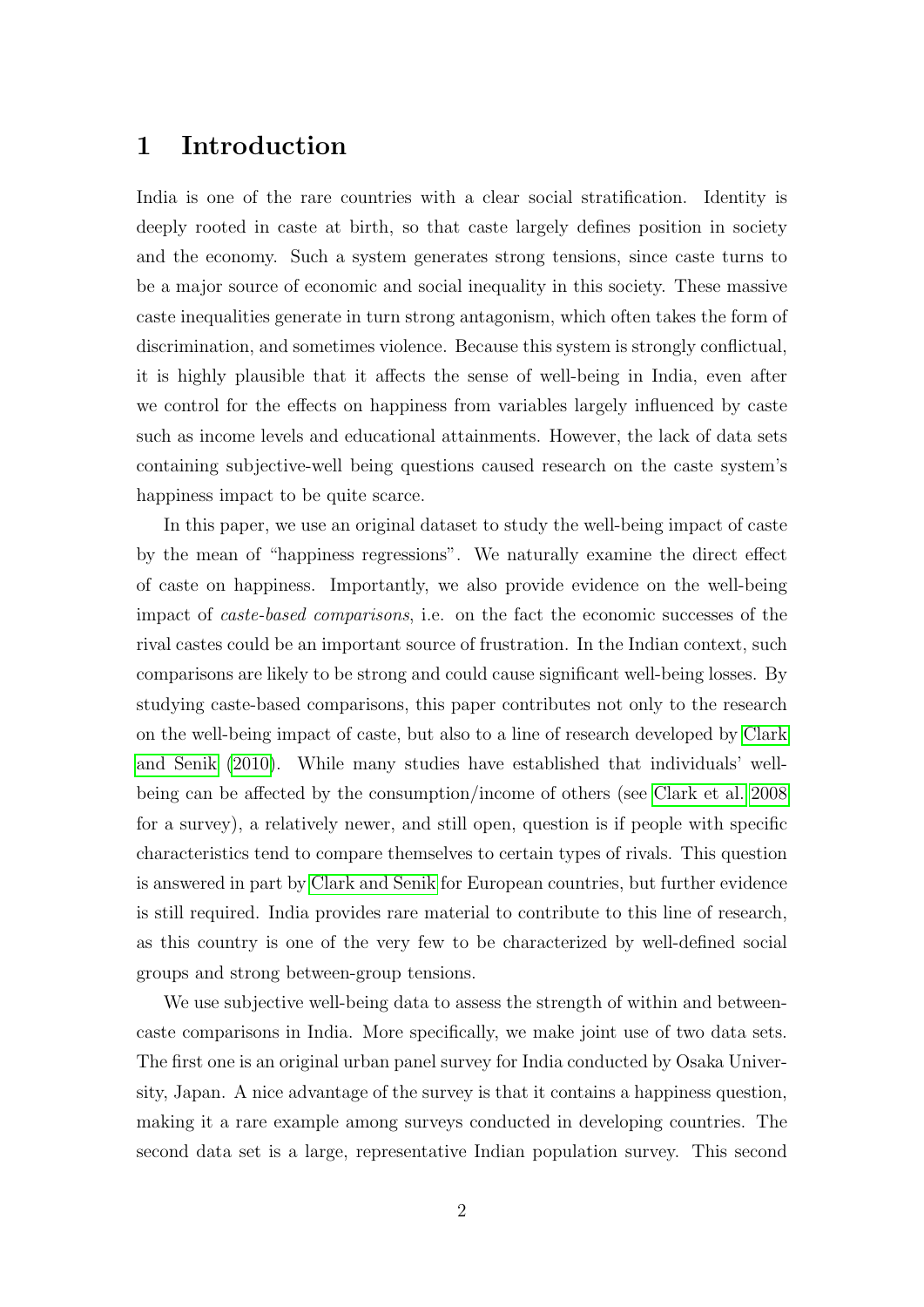# 1 Introduction

India is one of the rare countries with a clear social stratification. Identity is deeply rooted in caste at birth, so that caste largely defines position in society and the economy. Such a system generates strong tensions, since caste turns to be a major source of economic and social inequality in this society. These massive caste inequalities generate in turn strong antagonism, which often takes the form of discrimination, and sometimes violence. Because this system is strongly conflictual, it is highly plausible that it affects the sense of well-being in India, even after we control for the effects on happiness from variables largely influenced by caste such as income levels and educational attainments. However, the lack of data sets containing subjective-well being questions caused research on the caste system's happiness impact to be quite scarce.

In this paper, we use an original dataset to study the well-being impact of caste by the mean of "happiness regressions". We naturally examine the direct effect of caste on happiness. Importantly, we also provide evidence on the well-being impact of *caste-based comparisons*, i.e. on the fact the economic successes of the rival castes could be an important source of frustration. In the Indian context, such comparisons are likely to be strong and could cause significant well-being losses. By studying caste-based comparisons, this paper contributes not only to the research on the well-being impact of caste, but also to a line of research developed by Clark and Senik (2010). While many studies have established that individuals' well-being can be affected by the consumption/income of others (see Clark et al. 2008 for a survey), a relatively newer, and still open, question is if people with specific characteristics tend to compare themselves to certain types of rivals. This question is answered in part by Clark and Senik for European countries, but further evidence is still required. India provides rare material to contribute to this line of research, as this country is one of the very few to be characterized by well-defined social groups and strong between-group tensions.

We use subjective well-being data to assess the strength of within and between-caste comparisons in India. More specifically, we make joint use of two data sets. The first one is an original urban panel survey for India conducted by Osaka University, Japan. A nice advantage of the survey is that it contains a happiness question, making it a rare example among surveys conducted in developing countries. The second data set is a large, representative Indian population survey. This second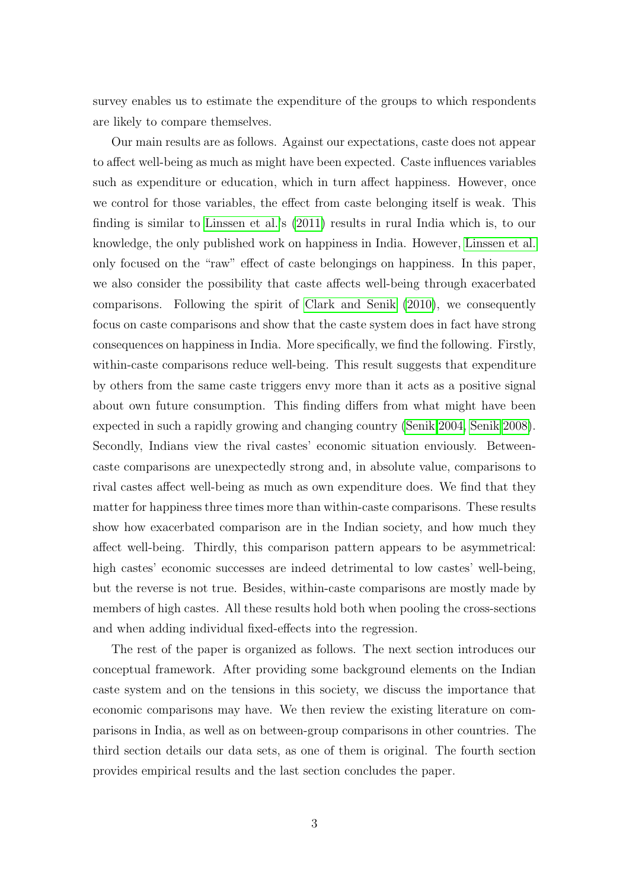survey enables us to estimate the expenditure of the groups to which respondents are likely to compare themselves.

Our main results are as follows. Against our expectations, caste does not appear to affect well-being as much as might have been expected. Caste influences variables such as expenditure or education, which in turn affect happiness. However, once we control for those variables, the effect from caste belonging itself is weak. This finding is similar to Linssen et al.'s (2011) results in rural India which is, to our knowledge, the only published work on happiness in India. However, Linssen et al. only focused on the "raw" effect of caste belongings on happiness. In this paper, we also consider the possibility that caste affects well-being through exacerbated comparisons. Following the spirit of Clark and Senik (2010), we consequently focus on caste comparisons and show that the caste system does in fact have strong consequences on happiness in India. More specifically, we find the following. Firstly, within-caste comparisons reduce well-being. This result suggests that expenditure by others from the same caste triggers envy more than it acts as a positive signal about own future consumption. This finding differs from what might have been expected in such a rapidly growing and changing country (Senik 2004, Senik 2008). Secondly, Indians view the rival castes' economic situation enviously. Between-caste comparisons are unexpectedly strong and, in absolute value, comparisons to rival castes affect well-being as much as own expenditure does. We find that they matter for happiness three times more than within-caste comparisons. These results show how exacerbated comparison are in the Indian society, and how much they affect well-being. Thirdly, this comparison pattern appears to be asymmetrical: high castes' economic successes are indeed detrimental to low castes' well-being, but the reverse is not true. Besides, within-caste comparisons are mostly made by members of high castes. All these results hold both when pooling the cross-sections and when adding individual fixed-effects into the regression.

The rest of the paper is organized as follows. The next section introduces our conceptual framework. After providing some background elements on the Indian caste system and on the tensions in this society, we discuss the importance that economic comparisons may have. We then review the existing literature on comparisons in India, as well as on between-group comparisons in other countries. The third section details our data sets, as one of them is original. The fourth section provides empirical results and the last section concludes the paper.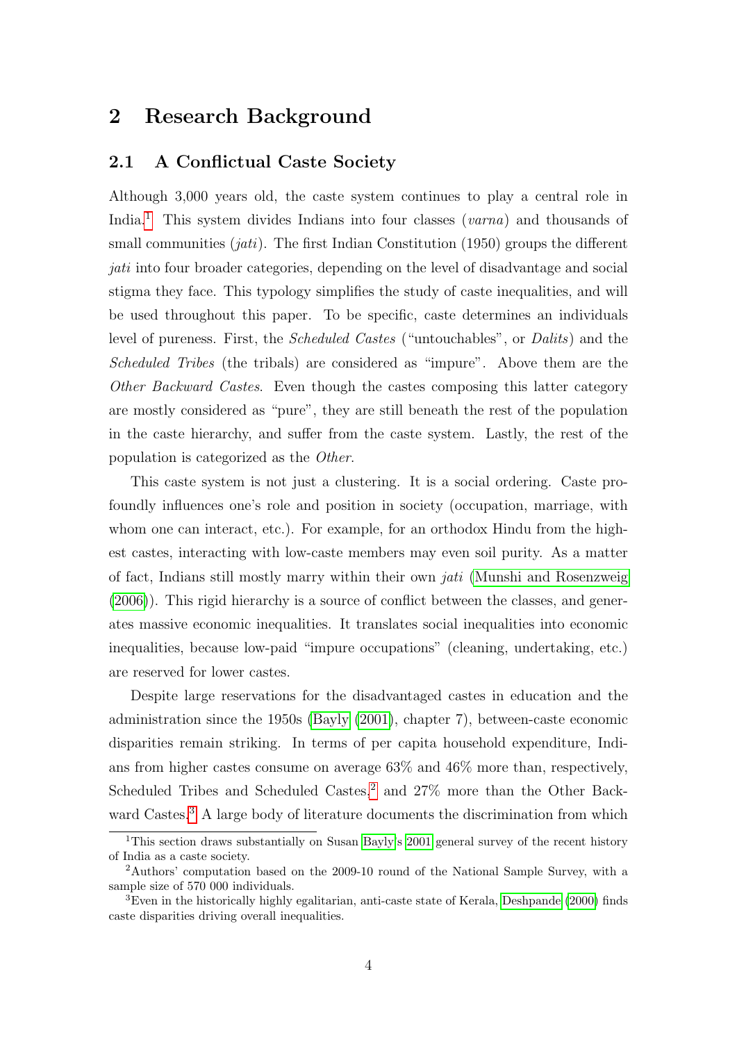## 2 Research Background

### 2.1 A Conflictual Caste Society

Although 3,000 years old, the caste system continues to play a central role in India.[1] This system divides Indians into four classes (*varna*) and thousands of small communities (*jati*). The first Indian Constitution (1950) groups the different *jati* into four broader categories, depending on the level of disadvantage and social stigma they face. This typology simplifies the study of caste inequalities, and will be used throughout this paper. To be specific, caste determines an individuals level of pureness. First, the *Scheduled Castes* ("untouchables", or *Dalits*) and the *Scheduled Tribes* (the tribals) are considered as "impure". Above them are the *Other Backward Castes*. Even though the castes composing this latter category are mostly considered as "pure", they are still beneath the rest of the population in the caste hierarchy, and suffer from the caste system. Lastly, the rest of the population is categorized as the *Other*.

This caste system is not just a clustering. It is a social ordering. Caste profoundly influences one's role and position in society (occupation, marriage, with whom one can interact, etc.). For example, for an orthodox Hindu from the highest castes, interacting with low-caste members may even soil purity. As a matter of fact, Indians still mostly marry within their own *jati* (Munshi and Rosenzweig (2006)). This rigid hierarchy is a source of conflict between the classes, and generates massive economic inequalities. It translates social inequalities into economic inequalities, because low-paid "impure occupations" (cleaning, undertaking, etc.) are reserved for lower castes.

Despite large reservations for the disadvantaged castes in education and the administration since the 1950s (Bayly (2001), chapter 7), between-caste economic disparities remain striking. In terms of per capita household expenditure, Indians from higher castes consume on average 63% and 46% more than, respectively, Scheduled Tribes and Scheduled Castes,[2] and 27% more than the Other Backward Castes.[3] A large body of literature documents the discrimination from which

[1] This section draws substantially on Susan Bayly's 2001 general survey of the recent history of India as a caste society.

[2] Authors' computation based on the 2009-10 round of the National Sample Survey, with a sample size of 570 000 individuals.

[3] Even in the historically highly egalitarian, anti-caste state of Kerala, Deshpande (2000) finds caste disparities driving overall inequalities.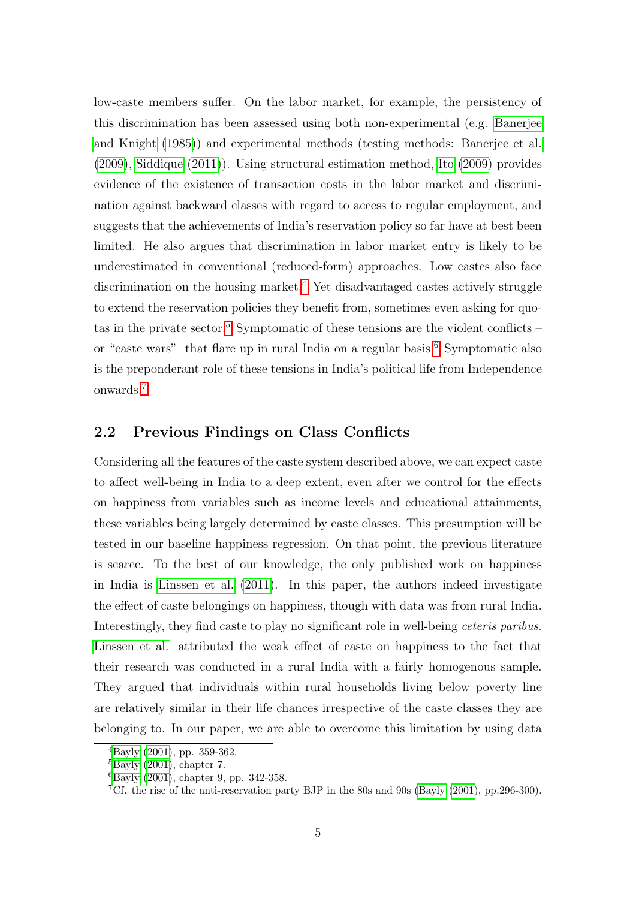low-caste members suffer. On the labor market, for example, the persistency of this discrimination has been assessed using both non-experimental (e.g. Banerjee and Knight (1985)) and experimental methods (testing methods: Banerjee et al. (2009), Siddique (2011)). Using structural estimation method, Ito (2009) provides evidence of the existence of transaction costs in the labor market and discrimination against backward classes with regard to access to regular employment, and suggests that the achievements of India's reservation policy so far have at best been limited. He also argues that discrimination in labor market entry is likely to be underestimated in conventional (reduced-form) approaches. Low castes also face discrimination on the housing market.[4] Yet disadvantaged castes actively struggle to extend the reservation policies they benefit from, sometimes even asking for quotas in the private sector.[5] Symptomatic of these tensions are the violent conflicts – or "caste wars" that flare up in rural India on a regular basis.[6] Symptomatic also is the preponderant role of these tensions in India's political life from Independence onwards.[7]

## 2.2 Previous Findings on Class Conflicts

Considering all the features of the caste system described above, we can expect caste to affect well-being in India to a deep extent, even after we control for the effects on happiness from variables such as income levels and educational attainments, these variables being largely determined by caste classes. This presumption will be tested in our baseline happiness regression. On that point, the previous literature is scarce. To the best of our knowledge, the only published work on happiness in India is Linssen et al. (2011). In this paper, the authors indeed investigate the effect of caste belongings on happiness, though with data was from rural India. Interestingly, they find caste to play no significant role in well-being *ceteris paribus*. Linssen et al. attributed the weak effect of caste on happiness to the fact that their research was conducted in a rural India with a fairly homogenous sample. They argued that individuals within rural households living below poverty line are relatively similar in their life chances irrespective of the caste classes they are belonging to. In our paper, we are able to overcome this limitation by using data

---

[4] Bayly (2001), pp. 359-362.

[5] Bayly (2001), chapter 7.

[6] Bayly (2001), chapter 9, pp. 342-358.

[7] Cf. the rise of the anti-reservation party BJP in the 80s and 90s (Bayly (2001), pp.296-300).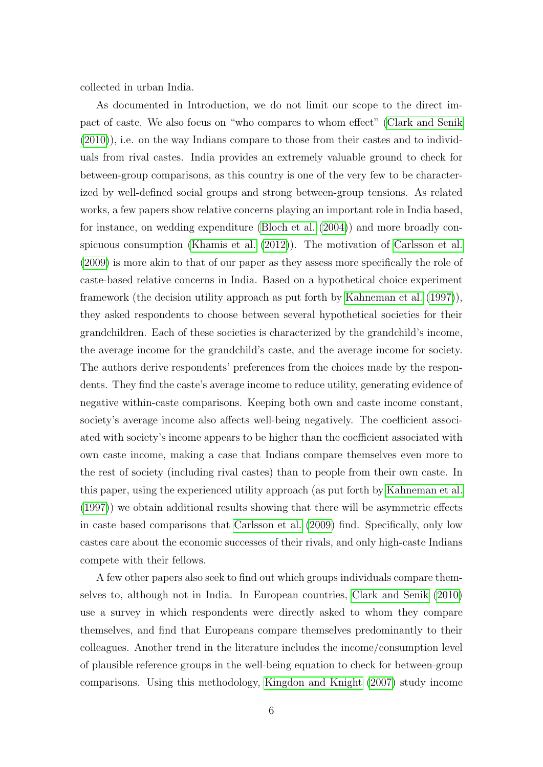collected in urban India.

As documented in Introduction, we do not limit our scope to the direct impact of caste. We also focus on "who compares to whom effect" (Clark and Senik (2010)), i.e. on the way Indians compare to those from their castes and to individuals from rival castes. India provides an extremely valuable ground to check for between-group comparisons, as this country is one of the very few to be characterized by well-defined social groups and strong between-group tensions. As related works, a few papers show relative concerns playing an important role in India based, for instance, on wedding expenditure (Bloch et al. (2004)) and more broadly conspicuous consumption (Khamis et al. (2012)). The motivation of Carlsson et al. (2009) is more akin to that of our paper as they assess more specifically the role of caste-based relative concerns in India. Based on a hypothetical choice experiment framework (the decision utility approach as put forth by Kahneman et al. (1997)), they asked respondents to choose between several hypothetical societies for their grandchildren. Each of these societies is characterized by the grandchild's income, the average income for the grandchild's caste, and the average income for society. The authors derive respondents' preferences from the choices made by the respondents. They find the caste's average income to reduce utility, generating evidence of negative within-caste comparisons. Keeping both own and caste income constant, society's average income also affects well-being negatively. The coefficient associated with society's income appears to be higher than the coefficient associated with own caste income, making a case that Indians compare themselves even more to the rest of society (including rival castes) than to people from their own caste. In this paper, using the experienced utility approach (as put forth by Kahneman et al. (1997)) we obtain additional results showing that there will be asymmetric effects in caste based comparisons that Carlsson et al. (2009) find. Specifically, only low castes care about the economic successes of their rivals, and only high-caste Indians compete with their fellows.

A few other papers also seek to find out which groups individuals compare themselves to, although not in India. In European countries, Clark and Senik (2010) use a survey in which respondents were directly asked to whom they compare themselves, and find that Europeans compare themselves predominantly to their colleagues. Another trend in the literature includes the income/consumption level of plausible reference groups in the well-being equation to check for between-group comparisons. Using this methodology, Kingdon and Knight (2007) study income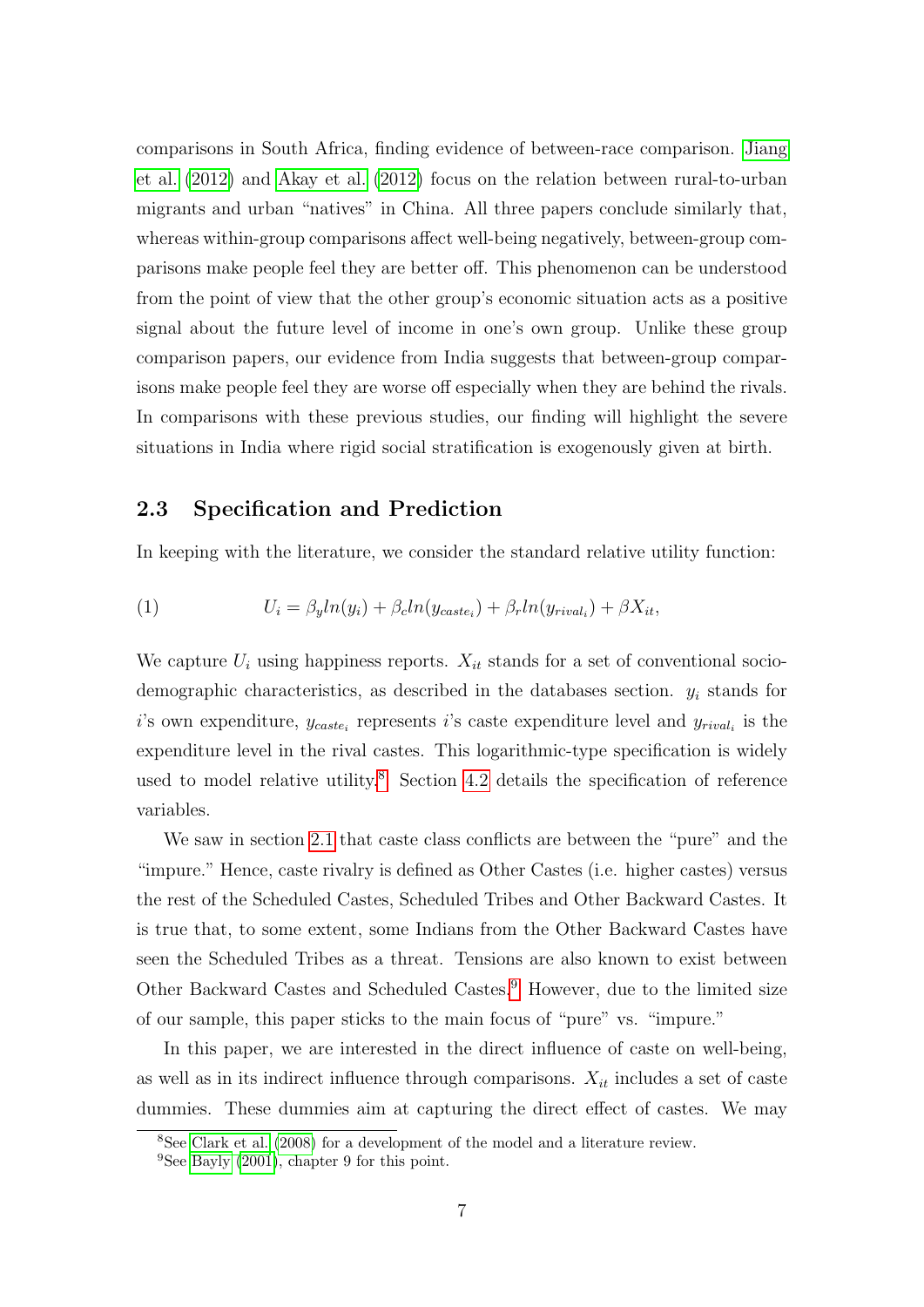comparisons in South Africa, finding evidence of between-race comparison. Jiang et al. (2012) and Akay et al. (2012) focus on the relation between rural-to-urban migrants and urban "natives" in China. All three papers conclude similarly that, whereas within-group comparisons affect well-being negatively, between-group comparisons make people feel they are better off. This phenomenon can be understood from the point of view that the other group's economic situation acts as a positive signal about the future level of income in one's own group. Unlike these group comparison papers, our evidence from India suggests that between-group comparisons make people feel they are worse off especially when they are behind the rivals. In comparisons with these previous studies, our finding will highlight the severe situations in India where rigid social stratification is exogenously given at birth.

## 2.3 Specification and Prediction

In keeping with the literature, we consider the standard relative utility function:

$$U_i = \beta_y ln(y_i) + \beta_c ln(y_{caste_i}) + \beta_r ln(y_{rival_i}) + \beta X_{it}, \quad (1)$$

We capture $U_i$ using happiness reports. $X_{it}$ stands for a set of conventional socio-demographic characteristics, as described in the databases section. $y_i$ stands for $i$'s own expenditure, $y_{caste_i}$ represents $i$'s caste expenditure level and $y_{rival_i}$ is the expenditure level in the rival castes. This logarithmic-type specification is widely used to model relative utility.[8] Section 4.2 details the specification of reference variables.

We saw in section 2.1 that caste class conflicts are between the "pure" and the "impure." Hence, caste rivalry is defined as Other Castes (i.e. higher castes) versus the rest of the Scheduled Castes, Scheduled Tribes and Other Backward Castes. It is true that, to some extent, some Indians from the Other Backward Castes have seen the Scheduled Tribes as a threat. Tensions are also known to exist between Other Backward Castes and Scheduled Castes.[9] However, due to the limited size of our sample, this paper sticks to the main focus of "pure" vs. "impure."

In this paper, we are interested in the direct influence of caste on well-being, as well as in its indirect influence through comparisons. $X_{it}$ includes a set of caste dummies. These dummies aim at capturing the direct effect of castes. We may

[8] See Clark et al. (2008) for a development of the model and a literature review.

[9] See Bayly (2001), chapter 9 for this point.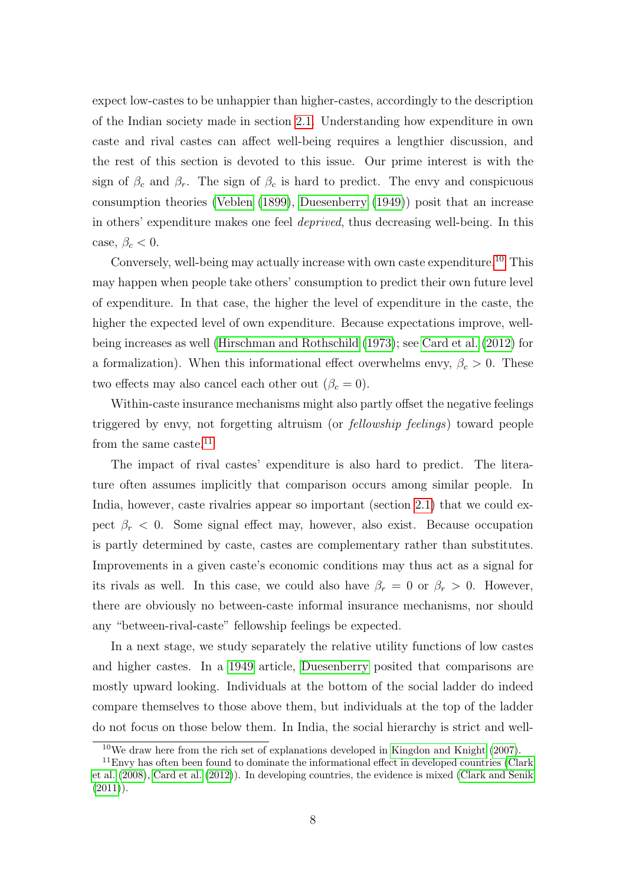expect low-castes to be unhappier than higher-castes, accordingly to the description of the Indian society made in section 2.1. Understanding how expenditure in own caste and rival castes can affect well-being requires a lengthier discussion, and the rest of this section is devoted to this issue. Our prime interest is with the sign of $\beta_c$ and $\beta_r$. The sign of $\beta_c$ is hard to predict. The envy and conspicuous consumption theories (Veblen (1899), Duesenberry (1949)) posit that an increase in others' expenditure makes one feel *deprived*, thus decreasing well-being. In this case, $\beta_c < 0$.

Conversely, well-being may actually increase with own caste expenditure.[10] This may happen when people take others' consumption to predict their own future level of expenditure. In that case, the higher the level of expenditure in the caste, the higher the expected level of own expenditure. Because expectations improve, well-being increases as well (Hirschman and Rothschild (1973); see Card et al. (2012) for a formalization). When this informational effect overwhelms envy, $\beta_c > 0$. These two effects may also cancel each other out ($\beta_c = 0$).

Within-caste insurance mechanisms might also partly offset the negative feelings triggered by envy, not forgetting altruism (or *fellowship feelings*) toward people from the same caste.[11]

The impact of rival castes' expenditure is also hard to predict. The literature often assumes implicitly that comparison occurs among similar people. In India, however, caste rivalries appear so important (section 2.1) that we could expect $\beta_r < 0$. Some signal effect may, however, also exist. Because occupation is partly determined by caste, castes are complementary rather than substitutes. Improvements in a given caste's economic conditions may thus act as a signal for its rivals as well. In this case, we could also have $\beta_r = 0$ or $\beta_r > 0$. However, there are obviously no between-caste informal insurance mechanisms, nor should any "between-rival-caste" fellowship feelings be expected.

In a next stage, we study separately the relative utility functions of low castes and higher castes. In a 1949 article, Duesenberry posited that comparisons are mostly upward looking. Individuals at the bottom of the social ladder do indeed compare themselves to those above them, but individuals at the top of the ladder do not focus on those below them. In India, the social hierarchy is strict and well-

[10] We draw here from the rich set of explanations developed in Kingdon and Knight (2007).

[11] Envy has often been found to dominate the informational effect in developed countries (Clark et al. (2008), Card et al. (2012)). In developing countries, the evidence is mixed (Clark and Senik (2011)).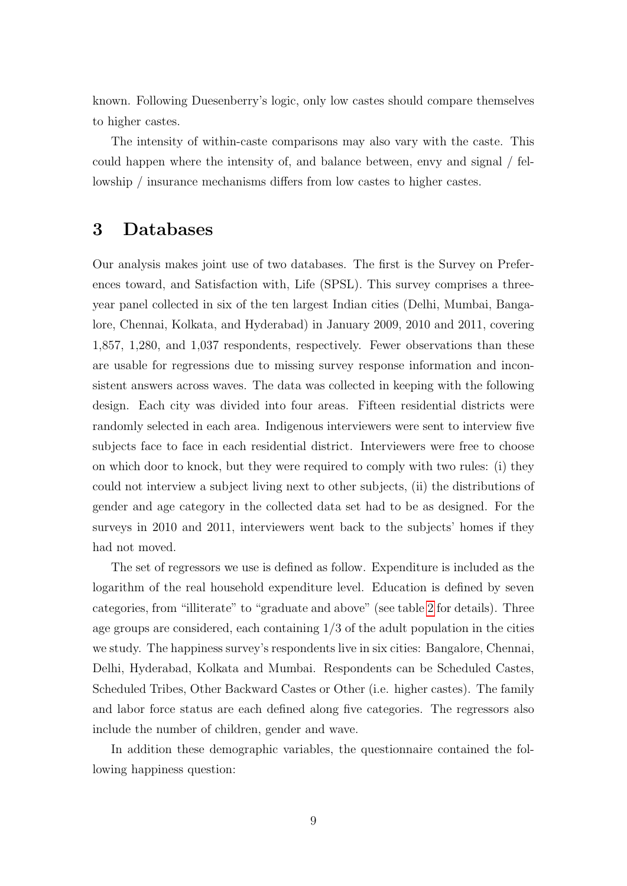known. Following Duesenberry's logic, only low castes should compare themselves to higher castes.

The intensity of within-caste comparisons may also vary with the caste. This could happen where the intensity of, and balance between, envy and signal / fellowship / insurance mechanisms differs from low castes to higher castes.

## 3 Databases

Our analysis makes joint use of two databases. The first is the Survey on Preferences toward, and Satisfaction with, Life (SPSL). This survey comprises a three-year panel collected in six of the ten largest Indian cities (Delhi, Mumbai, Bangalore, Chennai, Kolkata, and Hyderabad) in January 2009, 2010 and 2011, covering 1,857, 1,280, and 1,037 respondents, respectively. Fewer observations than these are usable for regressions due to missing survey response information and inconsistent answers across waves. The data was collected in keeping with the following design. Each city was divided into four areas. Fifteen residential districts were randomly selected in each area. Indigenous interviewers were sent to interview five subjects face to face in each residential district. Interviewers were free to choose on which door to knock, but they were required to comply with two rules: (i) they could not interview a subject living next to other subjects, (ii) the distributions of gender and age category in the collected data set had to be as designed. For the surveys in 2010 and 2011, interviewers went back to the subjects' homes if they had not moved.

The set of regressors we use is defined as follow. Expenditure is included as the logarithm of the real household expenditure level. Education is defined by seven categories, from "illiterate" to "graduate and above" (see table 2 for details). Three age groups are considered, each containing 1/3 of the adult population in the cities we study. The happiness survey's respondents live in six cities: Bangalore, Chennai, Delhi, Hyderabad, Kolkata and Mumbai. Respondents can be Scheduled Castes, Scheduled Tribes, Other Backward Castes or Other (i.e. higher castes). The family and labor force status are each defined along five categories. The regressors also include the number of children, gender and wave.

In addition these demographic variables, the questionnaire contained the following happiness question: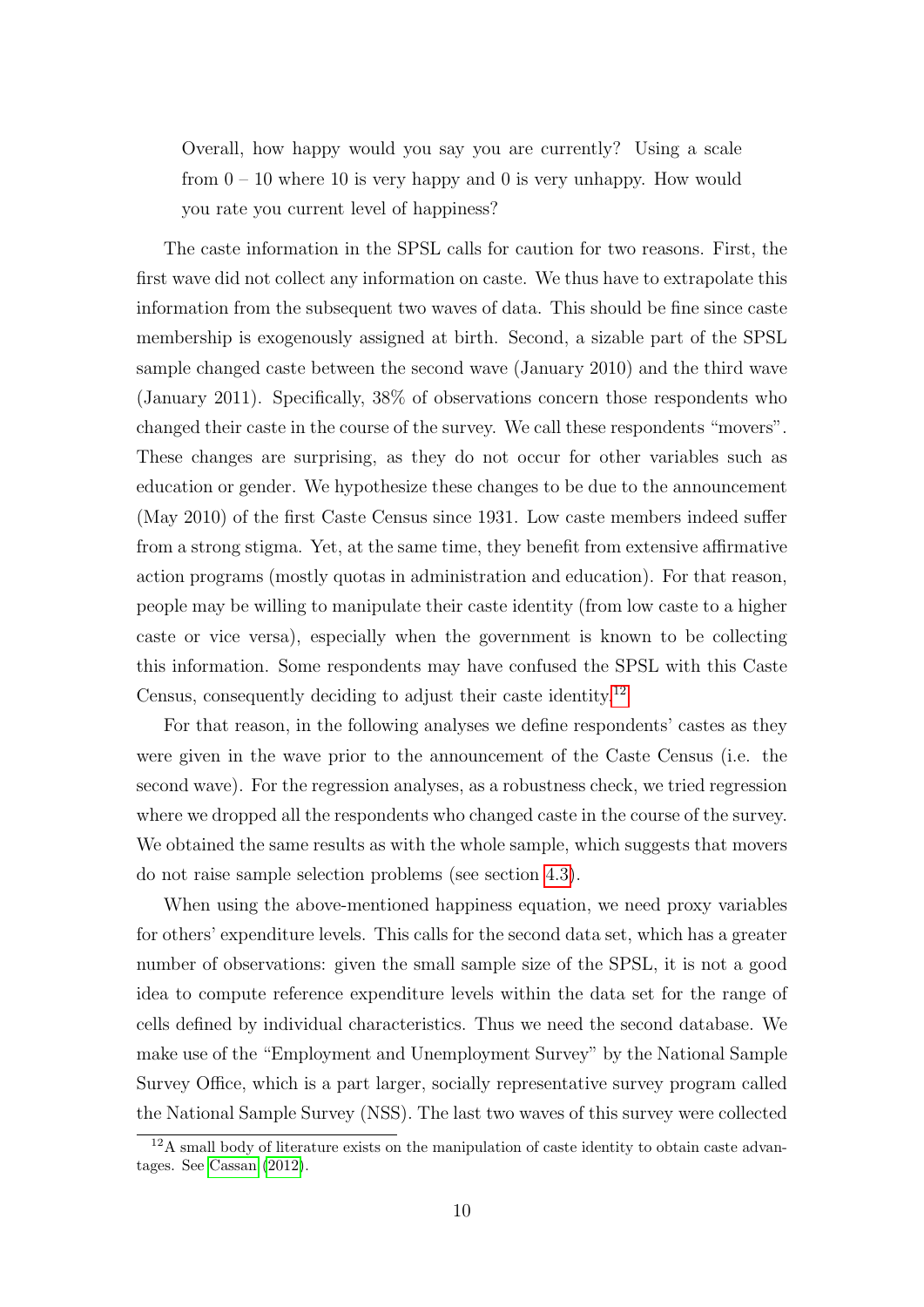> Overall, how happy would you say you are currently? Using a scale from 0 – 10 where 10 is very happy and 0 is very unhappy. How would you rate you current level of happiness?

The caste information in the SPSL calls for caution for two reasons. First, the first wave did not collect any information on caste. We thus have to extrapolate this information from the subsequent two waves of data. This should be fine since caste membership is exogenously assigned at birth. Second, a sizable part of the SPSL sample changed caste between the second wave (January 2010) and the third wave (January 2011). Specifically, 38% of observations concern those respondents who changed their caste in the course of the survey. We call these respondents "movers". These changes are surprising, as they do not occur for other variables such as education or gender. We hypothesize these changes to be due to the announcement (May 2010) of the first Caste Census since 1931. Low caste members indeed suffer from a strong stigma. Yet, at the same time, they benefit from extensive affirmative action programs (mostly quotas in administration and education). For that reason, people may be willing to manipulate their caste identity (from low caste to a higher caste or vice versa), especially when the government is known to be collecting this information. Some respondents may have confused the SPSL with this Caste Census, consequently deciding to adjust their caste identity.[12]

For that reason, in the following analyses we define respondents' castes as they were given in the wave prior to the announcement of the Caste Census (i.e. the second wave). For the regression analyses, as a robustness check, we tried regression where we dropped all the respondents who changed caste in the course of the survey. We obtained the same results as with the whole sample, which suggests that movers do not raise sample selection problems (see section 4.3).

When using the above-mentioned happiness equation, we need proxy variables for others' expenditure levels. This calls for the second data set, which has a greater number of observations: given the small sample size of the SPSL, it is not a good idea to compute reference expenditure levels within the data set for the range of cells defined by individual characteristics. Thus we need the second database. We make use of the "Employment and Unemployment Survey" by the National Sample Survey Office, which is a part larger, socially representative survey program called the National Sample Survey (NSS). The last two waves of this survey were collected

[12] A small body of literature exists on the manipulation of caste identity to obtain caste advantages. See Cassan (2012).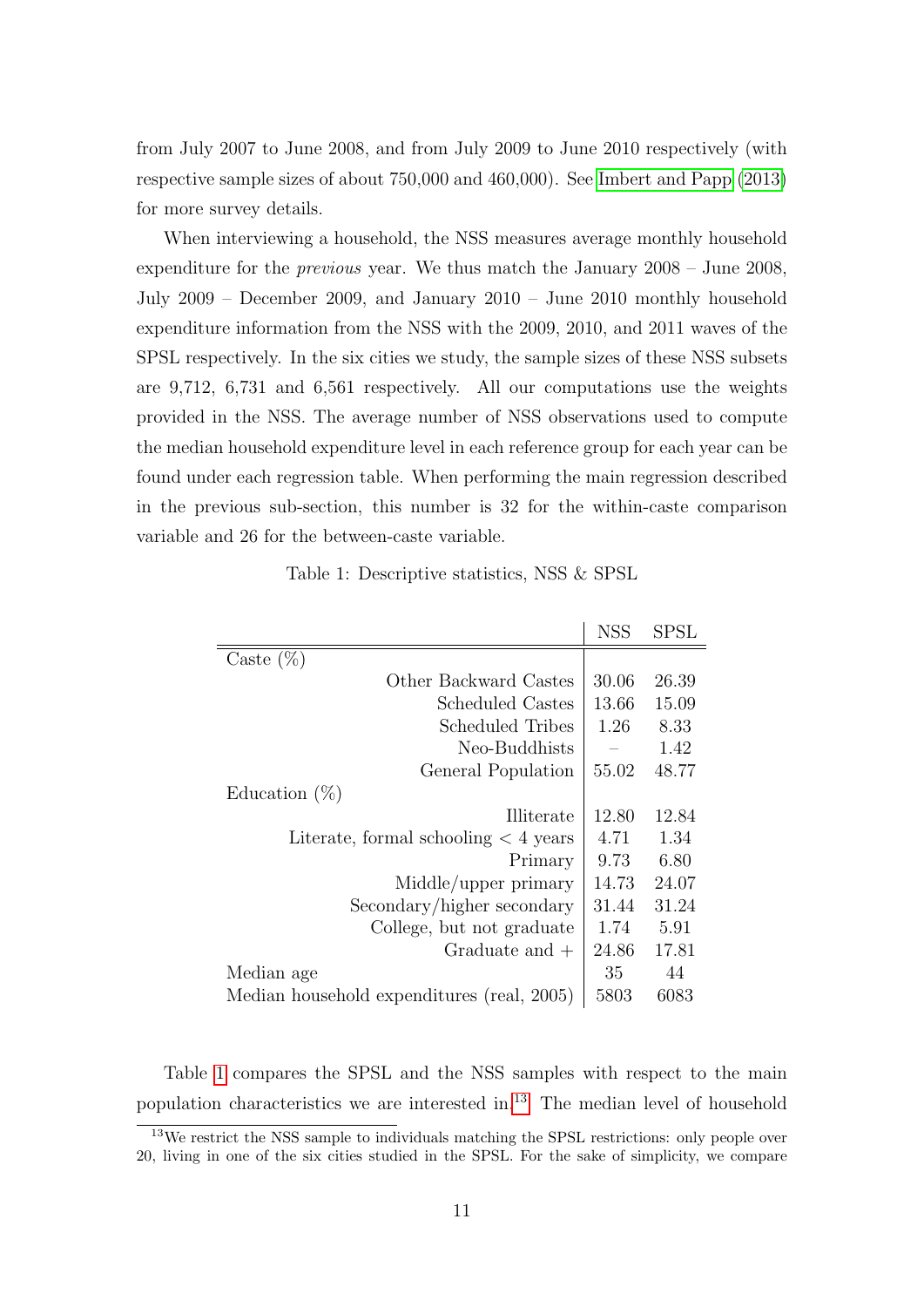from July 2007 to June 2008, and from July 2009 to June 2010 respectively (with respective sample sizes of about 750,000 and 460,000). See Imbert and Papp (2013) for more survey details.

When interviewing a household, the NSS measures average monthly household expenditure for the *previous* year. We thus match the January 2008 – June 2008, July 2009 – December 2009, and January 2010 – June 2010 monthly household expenditure information from the NSS with the 2009, 2010, and 2011 waves of the SPSL respectively. In the six cities we study, the sample sizes of these NSS subsets are 9,712, 6,731 and 6,561 respectively. All our computations use the weights provided in the NSS. The average number of NSS observations used to compute the median household expenditure level in each reference group for each year can be found under each regression table. When performing the main regression described in the previous sub-section, this number is 32 for the within-caste comparison variable and 26 for the between-caste variable.

Table 1: Descriptive statistics, NSS & SPSL

| | NSS | SPSL |
|---|---|---|
| Caste (%) | | |
| Other Backward Castes | 30.06 | 26.39 |
| Scheduled Castes | 13.66 | 15.09 |
| Scheduled Tribes | 1.26 | 8.33 |
| Neo-Buddhists | – | 1.42 |
| General Population | 55.02 | 48.77 |
| Education (%) | | |
| Illiterate | 12.80 | 12.84 |
| Literate, formal schooling < 4 years | 4.71 | 1.34 |
| Primary | 9.73 | 6.80 |
| Middle/upper primary | 14.73 | 24.07 |
| Secondary/higher secondary | 31.44 | 31.24 |
| College, but not graduate | 1.74 | 5.91 |
| Graduate and + | 24.86 | 17.81 |
| Median age | 35 | 44 |
| Median household expenditures (real, 2005) | 5803 | 6083 |

Table 1 compares the SPSL and the NSS samples with respect to the main population characteristics we are interested in.[13] The median level of household

[13] We restrict the NSS sample to individuals matching the SPSL restrictions: only people over 20, living in one of the six cities studied in the SPSL. For the sake of simplicity, we compare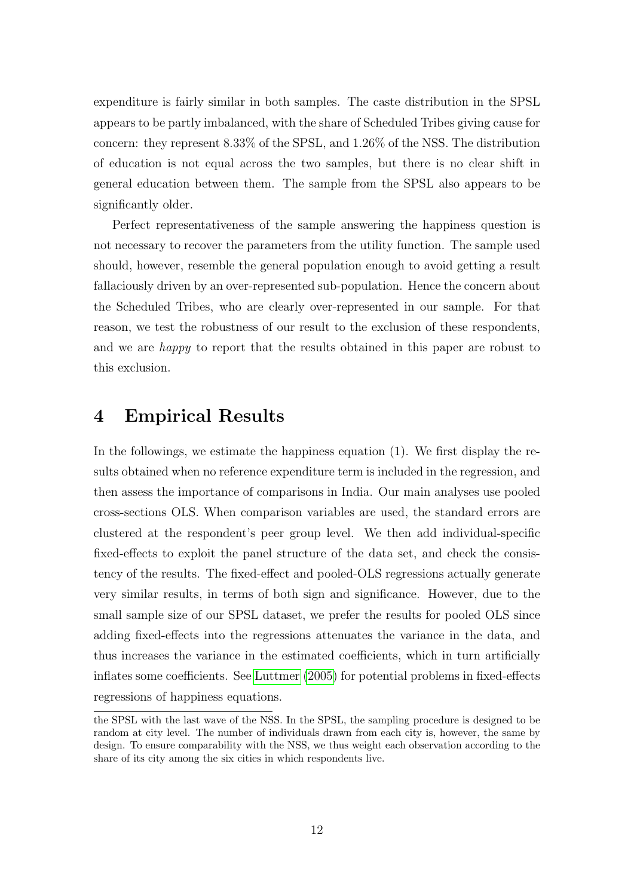expenditure is fairly similar in both samples. The caste distribution in the SPSL appears to be partly imbalanced, with the share of Scheduled Tribes giving cause for concern: they represent 8.33% of the SPSL, and 1.26% of the NSS. The distribution of education is not equal across the two samples, but there is no clear shift in general education between them. The sample from the SPSL also appears to be significantly older.

Perfect representativeness of the sample answering the happiness question is not necessary to recover the parameters from the utility function. The sample used should, however, resemble the general population enough to avoid getting a result fallaciously driven by an over-represented sub-population. Hence the concern about the Scheduled Tribes, who are clearly over-represented in our sample. For that reason, we test the robustness of our result to the exclusion of these respondents, and we are *happy* to report that the results obtained in this paper are robust to this exclusion.

# 4 Empirical Results

In the followings, we estimate the happiness equation (1). We first display the results obtained when no reference expenditure term is included in the regression, and then assess the importance of comparisons in India. Our main analyses use pooled cross-sections OLS. When comparison variables are used, the standard errors are clustered at the respondent's peer group level. We then add individual-specific fixed-effects to exploit the panel structure of the data set, and check the consistency of the results. The fixed-effect and pooled-OLS regressions actually generate very similar results, in terms of both sign and significance. However, due to the small sample size of our SPSL dataset, we prefer the results for pooled OLS since adding fixed-effects into the regressions attenuates the variance in the data, and thus increases the variance in the estimated coefficients, which in turn artificially inflates some coefficients. See Luttmer (2005) for potential problems in fixed-effects regressions of happiness equations.

the SPSL with the last wave of the NSS. In the SPSL, the sampling procedure is designed to be random at city level. The number of individuals drawn from each city is, however, the same by design. To ensure comparability with the NSS, we thus weight each observation according to the share of its city among the six cities in which respondents live.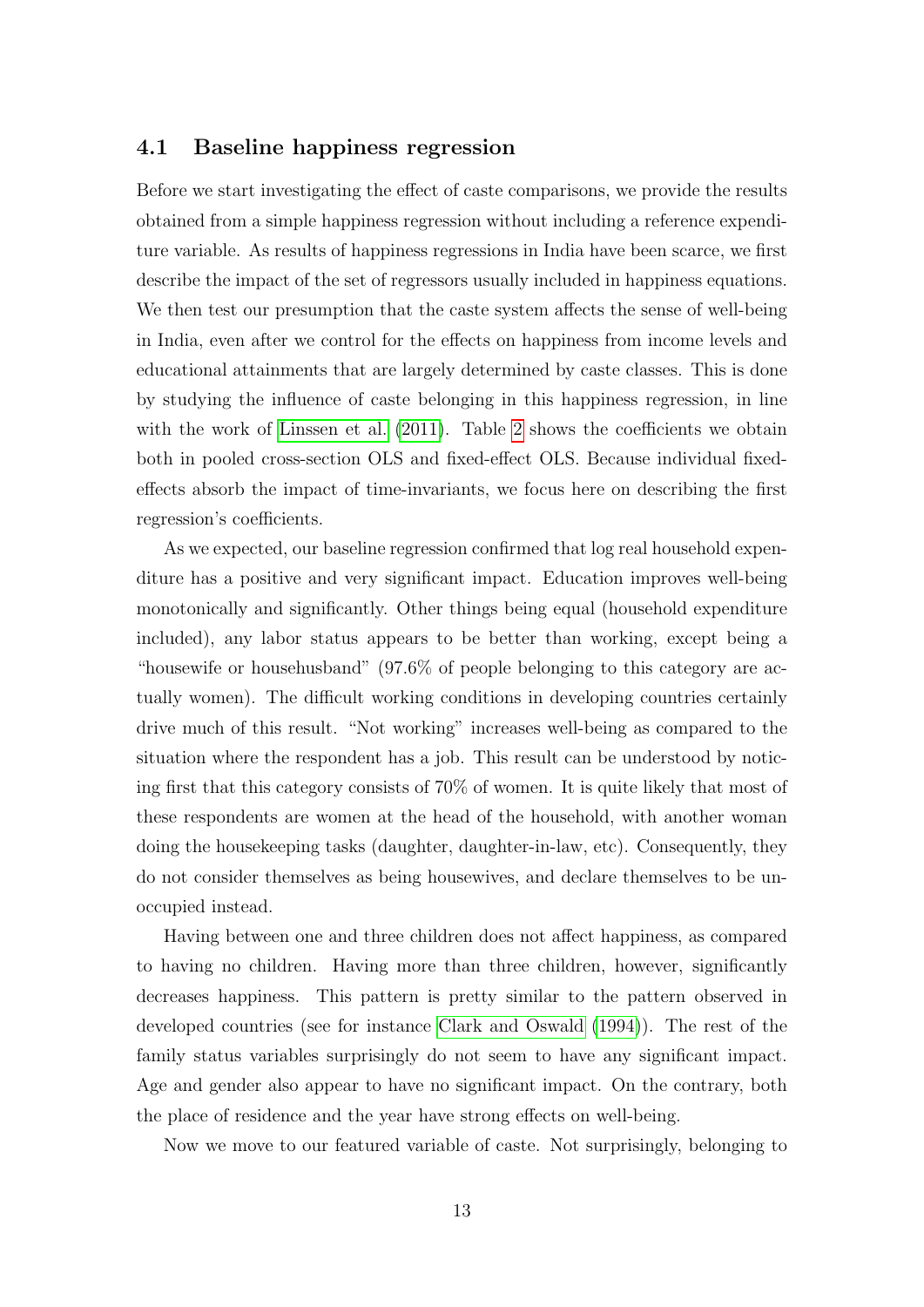### 4.1 Baseline happiness regression

Before we start investigating the effect of caste comparisons, we provide the results obtained from a simple happiness regression without including a reference expenditure variable. As results of happiness regressions in India have been scarce, we first describe the impact of the set of regressors usually included in happiness equations. We then test our presumption that the caste system affects the sense of well-being in India, even after we control for the effects on happiness from income levels and educational attainments that are largely determined by caste classes. This is done by studying the influence of caste belonging in this happiness regression, in line with the work of Linssen et al. (2011). Table 2 shows the coefficients we obtain both in pooled cross-section OLS and fixed-effect OLS. Because individual fixed-effects absorb the impact of time-invariants, we focus here on describing the first regression's coefficients.

As we expected, our baseline regression confirmed that log real household expenditure has a positive and very significant impact. Education improves well-being monotonically and significantly. Other things being equal (household expenditure included), any labor status appears to be better than working, except being a "housewife or househusband" (97.6% of people belonging to this category are actually women). The difficult working conditions in developing countries certainly drive much of this result. "Not working" increases well-being as compared to the situation where the respondent has a job. This result can be understood by noticing first that this category consists of 70% of women. It is quite likely that most of these respondents are women at the head of the household, with another woman doing the housekeeping tasks (daughter, daughter-in-law, etc). Consequently, they do not consider themselves as being housewives, and declare themselves to be unoccupied instead.

Having between one and three children does not affect happiness, as compared to having no children. Having more than three children, however, significantly decreases happiness. This pattern is pretty similar to the pattern observed in developed countries (see for instance Clark and Oswald (1994)). The rest of the family status variables surprisingly do not seem to have any significant impact. Age and gender also appear to have no significant impact. On the contrary, both the place of residence and the year have strong effects on well-being.

Now we move to our featured variable of caste. Not surprisingly, belonging to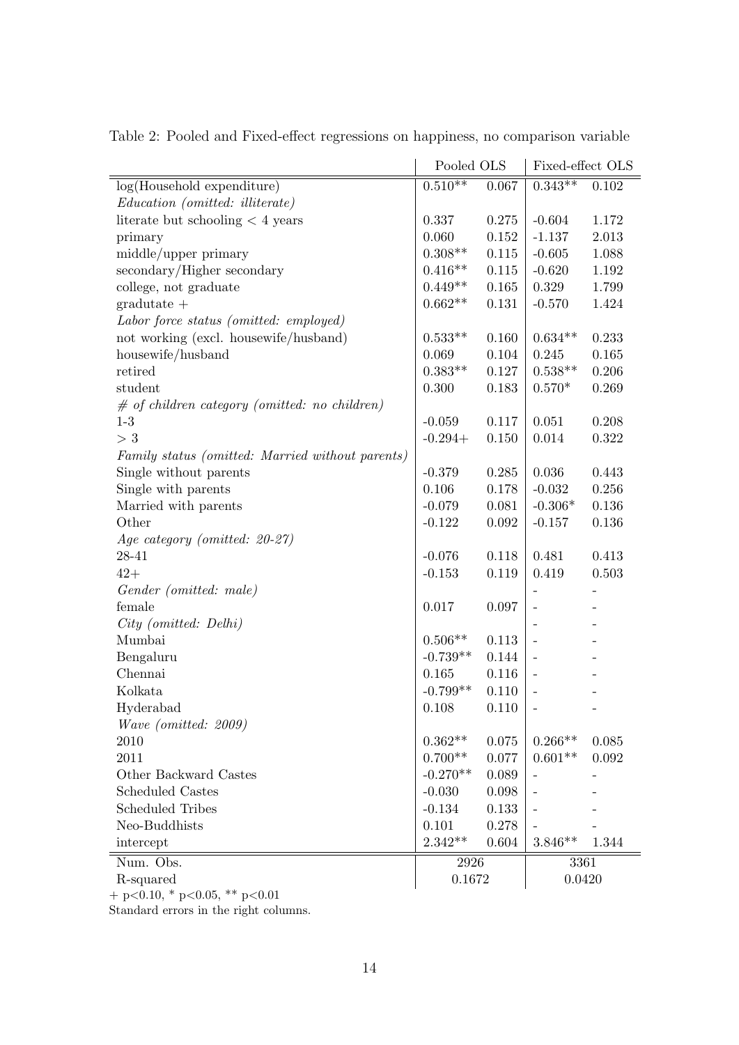Table 2: Pooled and Fixed-effect regressions on happiness, no comparison variable

| | Pooled OLS | | Fixed-effect OLS | |
|---|---|---|---|---|
| log(Household expenditure) | 0.510** | 0.067 | 0.343** | 0.102 |
| *Education (omitted: illiterate)* | | | | |
| literate but schooling < 4 years | 0.337 | 0.275 | -0.604 | 1.172 |
| primary | 0.060 | 0.152 | -1.137 | 2.013 |
| middle/upper primary | 0.308** | 0.115 | -0.605 | 1.088 |
| secondary/Higher secondary | 0.416** | 0.115 | -0.620 | 1.192 |
| college, not graduate | 0.449** | 0.165 | 0.329 | 1.799 |
| gradutate + | 0.662** | 0.131 | -0.570 | 1.424 |
| *Labor force status (omitted: employed)* | | | | |
| not working (excl. housewife/husband) | 0.533** | 0.160 | 0.634** | 0.233 |
| housewife/husband | 0.069 | 0.104 | 0.245 | 0.165 |
| retired | 0.383** | 0.127 | 0.538** | 0.206 |
| student | 0.300 | 0.183 | 0.570* | 0.269 |
| *# of children category (omitted: no children)* | | | | |
| 1-3 | -0.059 | 0.117 | 0.051 | 0.208 |
| > 3 | -0.294+ | 0.150 | 0.014 | 0.322 |
| *Family status (omitted: Married without parents)* | | | | |
| Single without parents | -0.379 | 0.285 | 0.036 | 0.443 |
| Single with parents | 0.106 | 0.178 | -0.032 | 0.256 |
| Married with parents | -0.079 | 0.081 | -0.306* | 0.136 |
| Other | -0.122 | 0.092 | -0.157 | 0.136 |
| *Age category (omitted: 20-27)* | | | | |
| 28-41 | -0.076 | 0.118 | 0.481 | 0.413 |
| 42+ | -0.153 | 0.119 | 0.419 | 0.503 |
| *Gender (omitted: male)* | | | - | - |
| female | 0.017 | 0.097 | - | - |
| *City (omitted: Delhi)* | | | - | - |
| Mumbai | 0.506** | 0.113 | - | - |
| Bengaluru | -0.739** | 0.144 | - | - |
| Chennai | 0.165 | 0.116 | - | - |
| Kolkata | -0.799** | 0.110 | - | - |
| Hyderabad | 0.108 | 0.110 | - | - |
| *Wave (omitted: 2009)* | | | | |
| 2010 | 0.362** | 0.075 | 0.266** | 0.085 |
| 2011 | 0.700** | 0.077 | 0.601** | 0.092 |
| Other Backward Castes | -0.270** | 0.089 | - | - |
| Scheduled Castes | -0.030 | 0.098 | - | - |
| Scheduled Tribes | -0.134 | 0.133 | - | - |
| Neo-Buddhists | 0.101 | 0.278 | - | - |
| intercept | 2.342** | 0.604 | 3.846** | 1.344 |
| Num. Obs. | 2926 | | 3361 | |
| R-squared | 0.1672 | | 0.0420 | |

+ p<0.10, * p<0.05, ** p<0.01

Standard errors in the right columns.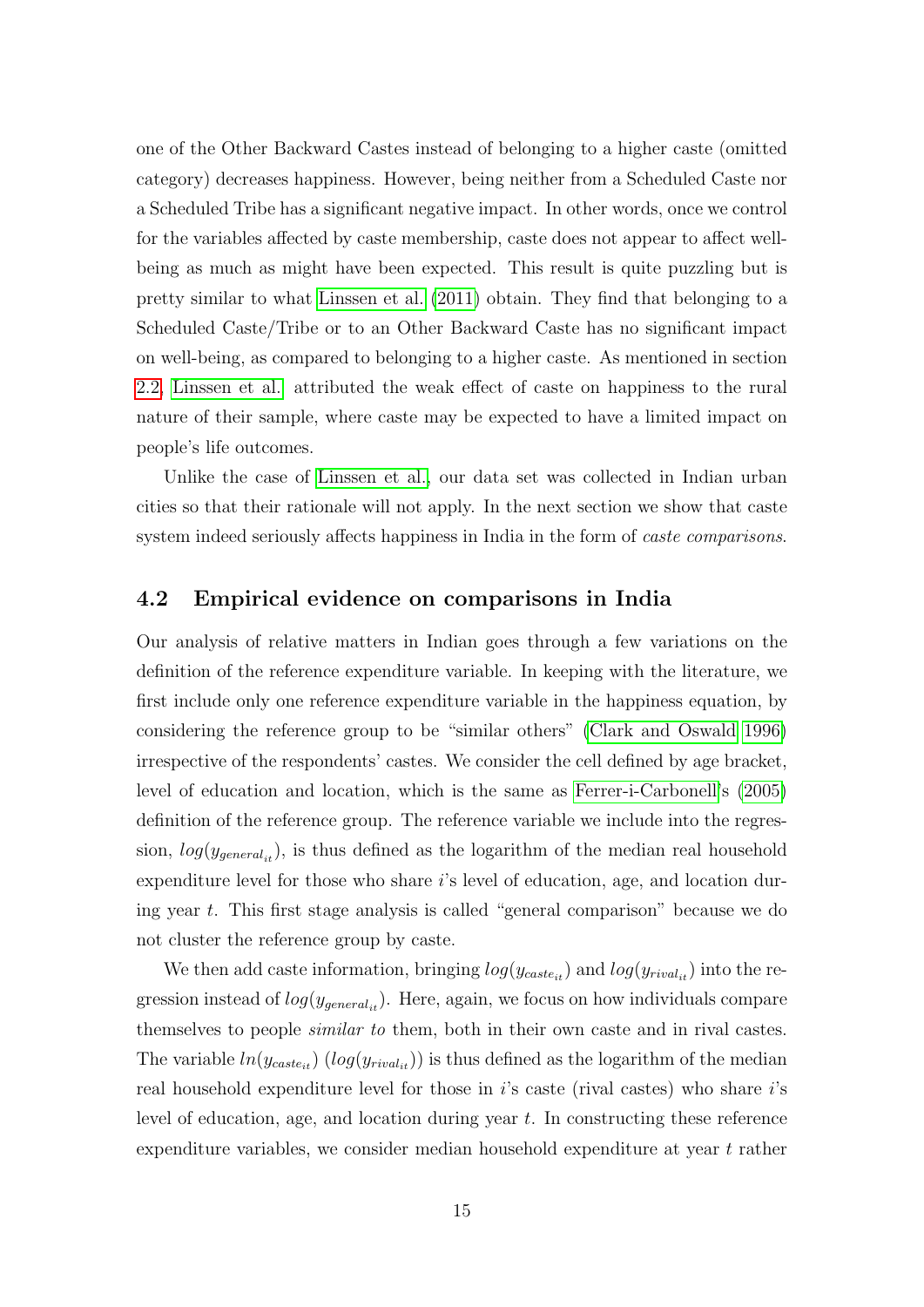one of the Other Backward Castes instead of belonging to a higher caste (omitted category) decreases happiness. However, being neither from a Scheduled Caste nor a Scheduled Tribe has a significant negative impact. In other words, once we control for the variables affected by caste membership, caste does not appear to affect well-being as much as might have been expected. This result is quite puzzling but is pretty similar to what Linssen et al. (2011) obtain. They find that belonging to a Scheduled Caste/Tribe or to an Other Backward Caste has no significant impact on well-being, as compared to belonging to a higher caste. As mentioned in section 2.2, Linssen et al. attributed the weak effect of caste on happiness to the rural nature of their sample, where caste may be expected to have a limited impact on people's life outcomes.

Unlike the case of Linssen et al., our data set was collected in Indian urban cities so that their rationale will not apply. In the next section we show that caste system indeed seriously affects happiness in India in the form of *caste comparisons*.

## 4.2 Empirical evidence on comparisons in India

Our analysis of relative matters in Indian goes through a few variations on the definition of the reference expenditure variable. In keeping with the literature, we first include only one reference expenditure variable in the happiness equation, by considering the reference group to be "similar others" (Clark and Oswald 1996) irrespective of the respondents' castes. We consider the cell defined by age bracket, level of education and location, which is the same as Ferrer-i-Carbonell's (2005) definition of the reference group. The reference variable we include into the regression, $log(y_{general_{it}})$, is thus defined as the logarithm of the median real household expenditure level for those who share $i$'s level of education, age, and location during year $t$. This first stage analysis is called "general comparison" because we do not cluster the reference group by caste.

We then add caste information, bringing $log(y_{caste_{it}})$ and $log(y_{rival_{it}})$ into the regression instead of $log(y_{general_{it}})$. Here, again, we focus on how individuals compare themselves to people *similar to* them, both in their own caste and in rival castes. The variable $ln(y_{caste_{it}})$ ($log(y_{rival_{it}})$) is thus defined as the logarithm of the median real household expenditure level for those in $i$'s caste (rival castes) who share $i$'s level of education, age, and location during year $t$. In constructing these reference expenditure variables, we consider median household expenditure at year $t$ rather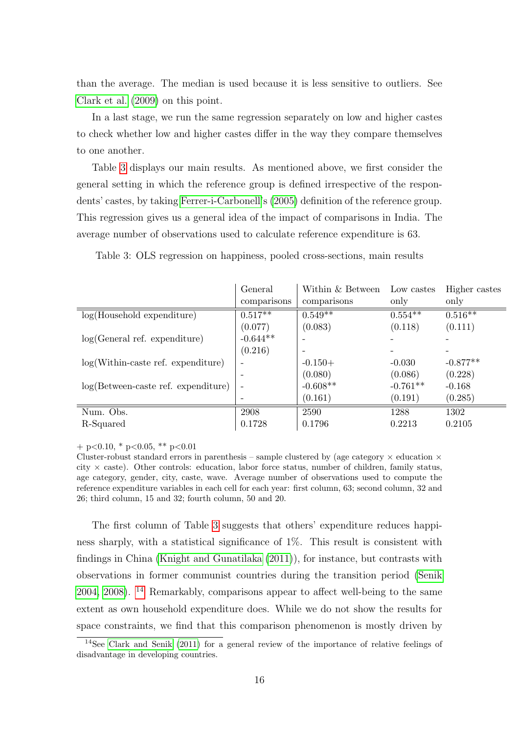than the average. The median is used because it is less sensitive to outliers. See Clark et al. (2009) on this point.

In a last stage, we run the same regression separately on low and higher castes to check whether low and higher castes differ in the way they compare themselves to one another.

Table 3 displays our main results. As mentioned above, we first consider the general setting in which the reference group is defined irrespective of the respondents' castes, by taking Ferrer-i-Carbonell's (2005) definition of the reference group. This regression gives us a general idea of the impact of comparisons in India. The average number of observations used to calculate reference expenditure is 63.

Table 3: OLS regression on happiness, pooled cross-sections, main results

| | General comparisons | Within & Between comparisons | Low castes only | Higher castes only |
|---|---|---|---|---|
| log(Household expenditure) | 0.517** | 0.549** | 0.554** | 0.516** |
| | (0.077) | (0.083) | (0.118) | (0.111) |
| log(General ref. expenditure) | -0.644** | - | - | - |
| | (0.216) | - | - | - |
| log(Within-caste ref. expenditure) | - | -0.150+ | -0.030 | -0.877** |
| | - | (0.080) | (0.086) | (0.228) |
| log(Between-caste ref. expenditure) | - | -0.608** | -0.761** | -0.168 |
| | - | (0.161) | (0.191) | (0.285) |
| Num. Obs. | 2908 | 2590 | 1288 | 1302 |
| R-Squared | 0.1728 | 0.1796 | 0.2213 | 0.2105 |

+ $p<0.10$, * $p<0.05$, ** $p<0.01$
Cluster-robust standard errors in parenthesis – sample clustered by (age category × education × city × caste). Other controls: education, labor force status, number of children, family status, age category, gender, city, caste, wave. Average number of observations used to compute the reference expenditure variables in each cell for each year: first column, 63; second column, 32 and 26; third column, 15 and 32; fourth column, 50 and 20.

The first column of Table 3 suggests that others' expenditure reduces happiness sharply, with a statistical significance of 1%. This result is consistent with findings in China (Knight and Gunatilaka (2011)), for instance, but contrasts with observations in former communist countries during the transition period (Senik 2004, 2008).[14] Remarkably, comparisons appear to affect well-being to the same extent as own household expenditure does. While we do not show the results for space constraints, we find that this comparison phenomenon is mostly driven by

[14]See Clark and Senik (2011) for a general review of the importance of relative feelings of disadvantage in developing countries.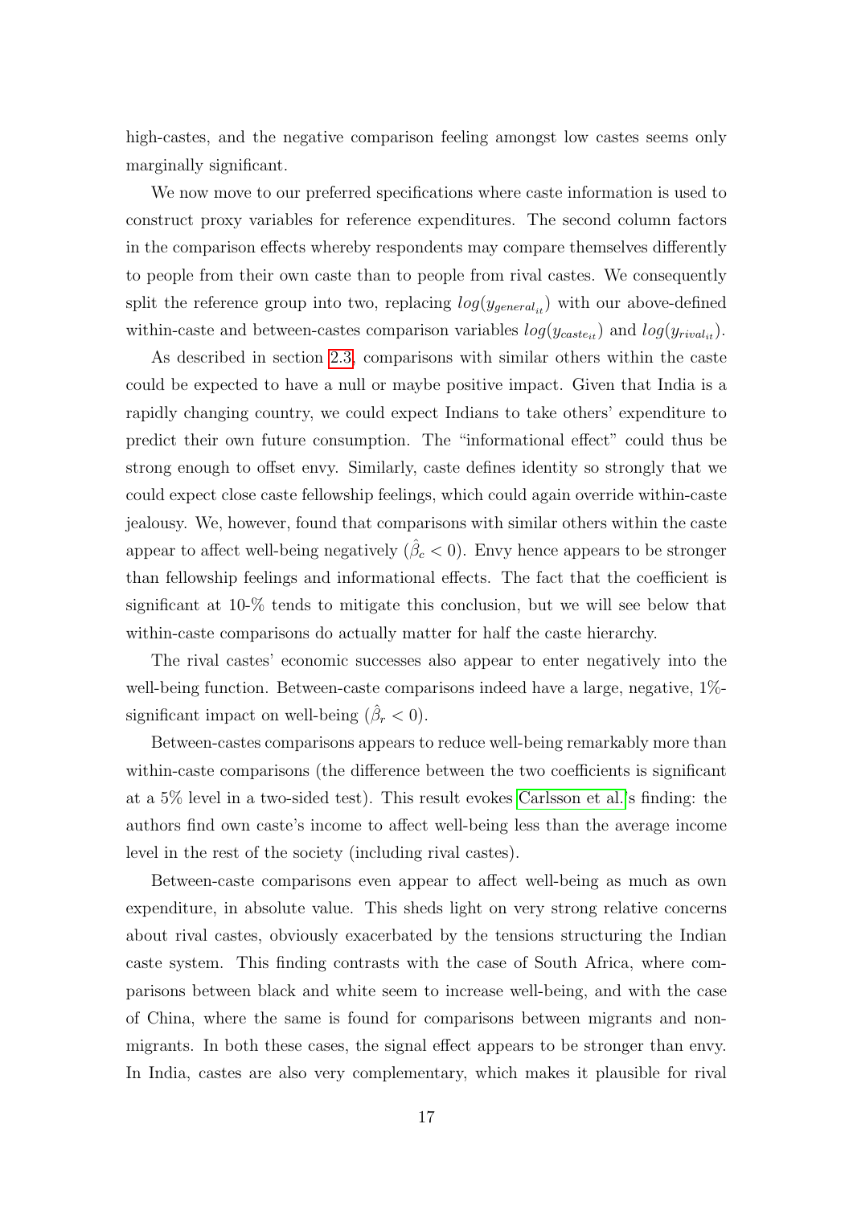high-castes, and the negative comparison feeling amongst low castes seems only marginally significant.

We now move to our preferred specifications where caste information is used to construct proxy variables for reference expenditures. The second column factors in the comparison effects whereby respondents may compare themselves differently to people from their own caste than to people from rival castes. We consequently split the reference group into two, replacing $log(y_{general_{it}})$ with our above-defined within-caste and between-castes comparison variables $log(y_{caste_{it}})$ and $log(y_{rival_{it}})$.

As described in section 2.3, comparisons with similar others within the caste could be expected to have a null or maybe positive impact. Given that India is a rapidly changing country, we could expect Indians to take others' expenditure to predict their own future consumption. The "informational effect" could thus be strong enough to offset envy. Similarly, caste defines identity so strongly that we could expect close caste fellowship feelings, which could again override within-caste jealousy. We, however, found that comparisons with similar others within the caste appear to affect well-being negatively ($\hat{\beta}_c < 0$). Envy hence appears to be stronger than fellowship feelings and informational effects. The fact that the coefficient is significant at 10-% tends to mitigate this conclusion, but we will see below that within-caste comparisons do actually matter for half the caste hierarchy.

The rival castes' economic successes also appear to enter negatively into the well-being function. Between-caste comparisons indeed have a large, negative, 1%-significant impact on well-being ($\hat{\beta}_r < 0$).

Between-castes comparisons appears to reduce well-being remarkably more than within-caste comparisons (the difference between the two coefficients is significant at a 5% level in a two-sided test). This result evokes Carlsson et al.'s finding: the authors find own caste's income to affect well-being less than the average income level in the rest of the society (including rival castes).

Between-caste comparisons even appear to affect well-being as much as own expenditure, in absolute value. This sheds light on very strong relative concerns about rival castes, obviously exacerbated by the tensions structuring the Indian caste system. This finding contrasts with the case of South Africa, where comparisons between black and white seem to increase well-being, and with the case of China, where the same is found for comparisons between migrants and non-migrants. In both these cases, the signal effect appears to be stronger than envy. In India, castes are also very complementary, which makes it plausible for rival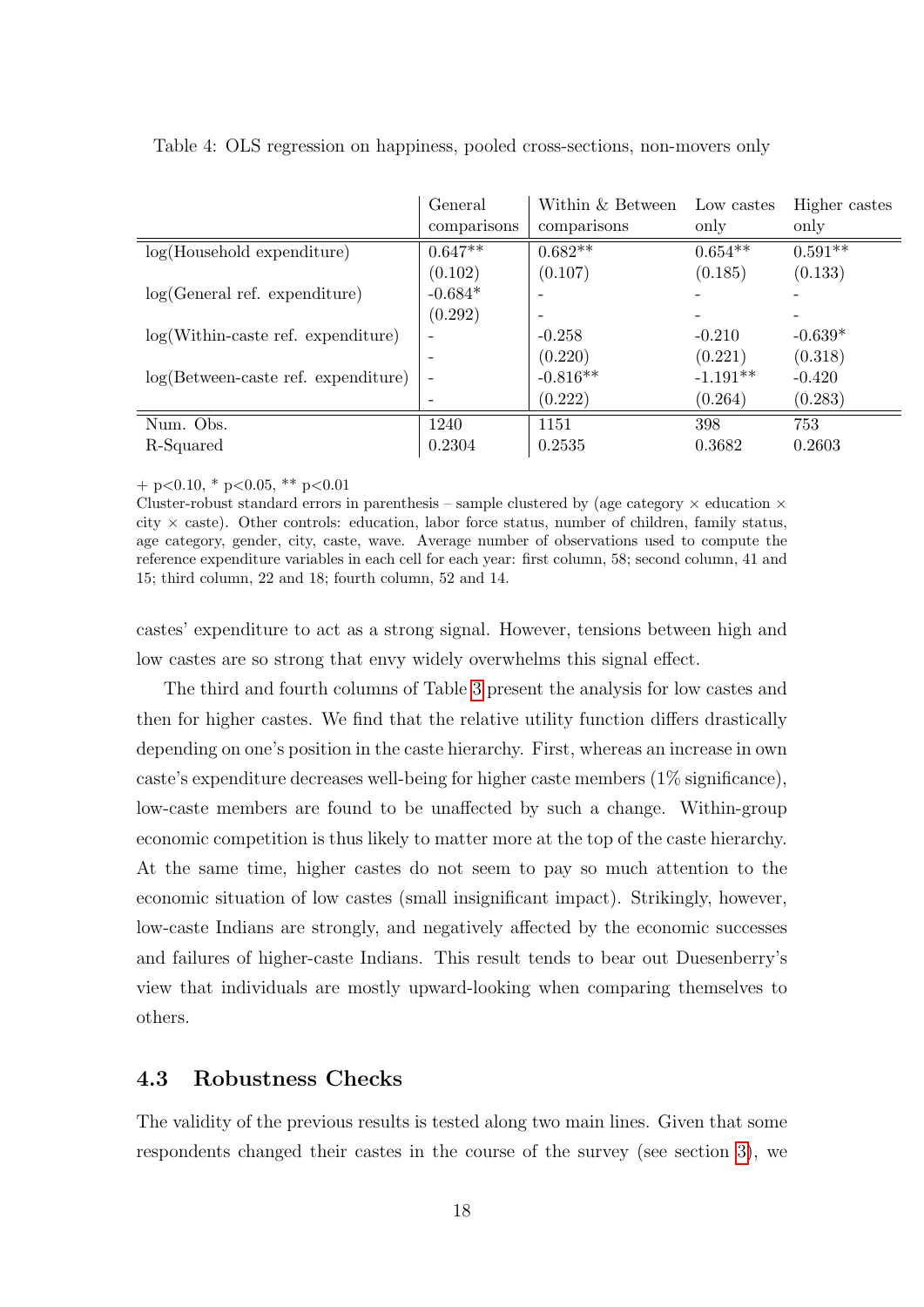Table 4: OLS regression on happiness, pooled cross-sections, non-movers only

| | General comparisons | Within & Between comparisons | Low castes only | Higher castes only |
|---|---|---|---|---|
| log(Household expenditure) | 0.647** | 0.682** | 0.654** | 0.591** |
| | (0.102) | (0.107) | (0.185) | (0.133) |
| log(General ref. expenditure) | -0.684* | - | - | - |
| | (0.292) | - | - | - |
| log(Within-caste ref. expenditure) | - | -0.258 | -0.210 | -0.639* |
| | - | (0.220) | (0.221) | (0.318) |
| log(Between-caste ref. expenditure) | - | -0.816** | -1.191** | -0.420 |
| | - | (0.222) | (0.264) | (0.283) |
| Num. Obs. | 1240 | 1151 | 398 | 753 |
| R-Squared | 0.2304 | 0.2535 | 0.3682 | 0.2603 |

+ p<0.10, * p<0.05, ** p<0.01

Cluster-robust standard errors in parenthesis – sample clustered by (age category × education × city × caste). Other controls: education, labor force status, number of children, family status, age category, gender, city, caste, wave. Average number of observations used to compute the reference expenditure variables in each cell for each year: first column, 58; second column, 41 and 15; third column, 22 and 18; fourth column, 52 and 14.

castes' expenditure to act as a strong signal. However, tensions between high and low castes are so strong that envy widely overwhelms this signal effect.

The third and fourth columns of Table 3 present the analysis for low castes and then for higher castes. We find that the relative utility function differs drastically depending on one's position in the caste hierarchy. First, whereas an increase in own caste's expenditure decreases well-being for higher caste members (1% significance), low-caste members are found to be unaffected by such a change. Within-group economic competition is thus likely to matter more at the top of the caste hierarchy. At the same time, higher castes do not seem to pay so much attention to the economic situation of low castes (small insignificant impact). Strikingly, however, low-caste Indians are strongly, and negatively affected by the economic successes and failures of higher-caste Indians. This result tends to bear out Duesenberry's view that individuals are mostly upward-looking when comparing themselves to others.

### 4.3 Robustness Checks

The validity of the previous results is tested along two main lines. Given that some respondents changed their castes in the course of the survey (see section 3), we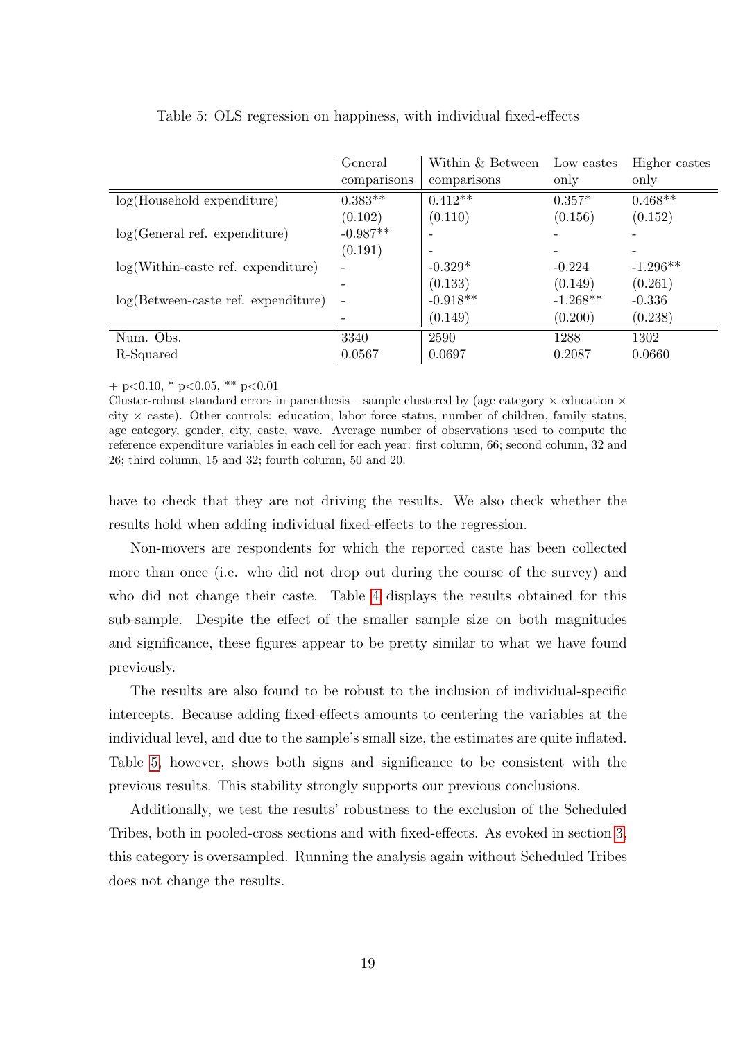Table 5: OLS regression on happiness, with individual fixed-effects

| | General comparisons | Within & Between comparisons | Low castes only | Higher castes only |
|---|---|---|---|---|
| log(Household expenditure) | 0.383** | 0.412** | 0.357* | 0.468** |
| | (0.102) | (0.110) | (0.156) | (0.152) |
| log(General ref. expenditure) | -0.987** | - | - | - |
| | (0.191) | - | - | - |
| log(Within-caste ref. expenditure) | - | -0.329* | -0.224 | -1.296** |
| | - | (0.133) | (0.149) | (0.261) |
| log(Between-caste ref. expenditure) | - | -0.918** | -1.268** | -0.336 |
| | - | (0.149) | (0.200) | (0.238) |
| Num. Obs. | 3340 | 2590 | 1288 | 1302 |
| R-Squared | 0.0567 | 0.0697 | 0.2087 | 0.0660 |

+ p<0.10, * p<0.05, ** p<0.01
Cluster-robust standard errors in parenthesis – sample clustered by (age category × education × city × caste). Other controls: education, labor force status, number of children, family status, age category, gender, city, caste, wave. Average number of observations used to compute the reference expenditure variables in each cell for each year: first column, 66; second column, 32 and 26; third column, 15 and 32; fourth column, 50 and 20.

have to check that they are not driving the results. We also check whether the results hold when adding individual fixed-effects to the regression.

Non-movers are respondents for which the reported caste has been collected more than once (i.e. who did not drop out during the course of the survey) and who did not change their caste. Table 4 displays the results obtained for this sub-sample. Despite the effect of the smaller sample size on both magnitudes and significance, these figures appear to be pretty similar to what we have found previously.

The results are also found to be robust to the inclusion of individual-specific intercepts. Because adding fixed-effects amounts to centering the variables at the individual level, and due to the sample's small size, the estimates are quite inflated. Table 5, however, shows both signs and significance to be consistent with the previous results. This stability strongly supports our previous conclusions.

Additionally, we test the results' robustness to the exclusion of the Scheduled Tribes, both in pooled-cross sections and with fixed-effects. As evoked in section 3, this category is oversampled. Running the analysis again without Scheduled Tribes does not change the results.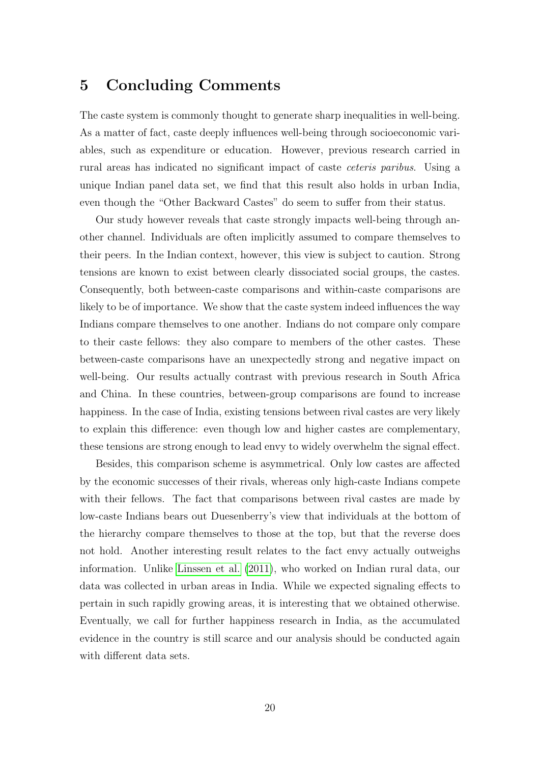## 5 Concluding Comments

The caste system is commonly thought to generate sharp inequalities in well-being. As a matter of fact, caste deeply influences well-being through socioeconomic variables, such as expenditure or education. However, previous research carried in rural areas has indicated no significant impact of caste *ceteris paribus*. Using a unique Indian panel data set, we find that this result also holds in urban India, even though the "Other Backward Castes" do seem to suffer from their status.

Our study however reveals that caste strongly impacts well-being through another channel. Individuals are often implicitly assumed to compare themselves to their peers. In the Indian context, however, this view is subject to caution. Strong tensions are known to exist between clearly dissociated social groups, the castes. Consequently, both between-caste comparisons and within-caste comparisons are likely to be of importance. We show that the caste system indeed influences the way Indians compare themselves to one another. Indians do not compare only compare to their caste fellows: they also compare to members of the other castes. These between-caste comparisons have an unexpectedly strong and negative impact on well-being. Our results actually contrast with previous research in South Africa and China. In these countries, between-group comparisons are found to increase happiness. In the case of India, existing tensions between rival castes are very likely to explain this difference: even though low and higher castes are complementary, these tensions are strong enough to lead envy to widely overwhelm the signal effect.

Besides, this comparison scheme is asymmetrical. Only low castes are affected by the economic successes of their rivals, whereas only high-caste Indians compete with their fellows. The fact that comparisons between rival castes are made by low-caste Indians bears out Duesenberry's view that individuals at the bottom of the hierarchy compare themselves to those at the top, but that the reverse does not hold. Another interesting result relates to the fact envy actually outweighs information. Unlike Linssen et al. (2011), who worked on Indian rural data, our data was collected in urban areas in India. While we expected signaling effects to pertain in such rapidly growing areas, it is interesting that we obtained otherwise. Eventually, we call for further happiness research in India, as the accumulated evidence in the country is still scarce and our analysis should be conducted again with different data sets.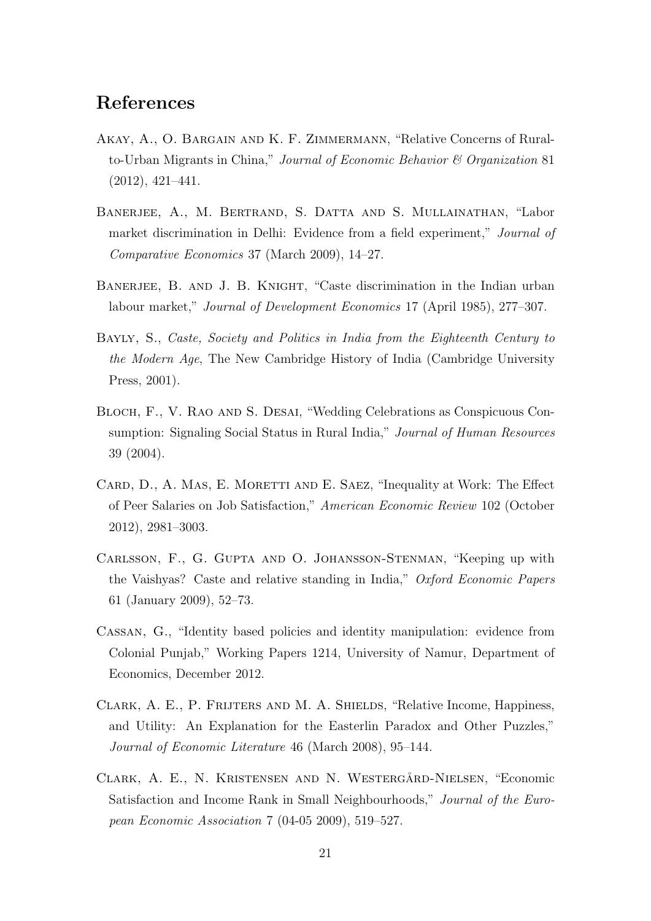## References

Akay, A., O. Bargain and K. F. Zimmermann, "Relative Concerns of Rural-to-Urban Migrants in China," *Journal of Economic Behavior & Organization* 81 (2012), 421–441.

Banerjee, A., M. Bertrand, S. Datta and S. Mullainathan, "Labor market discrimination in Delhi: Evidence from a field experiment," *Journal of Comparative Economics* 37 (March 2009), 14–27.

Banerjee, B. and J. B. Knight, "Caste discrimination in the Indian urban labour market," *Journal of Development Economics* 17 (April 1985), 277–307.

Bayly, S., *Caste, Society and Politics in India from the Eighteenth Century to the Modern Age*, The New Cambridge History of India (Cambridge University Press, 2001).

Bloch, F., V. Rao and S. Desai, "Wedding Celebrations as Conspicuous Consumption: Signaling Social Status in Rural India," *Journal of Human Resources* 39 (2004).

Card, D., A. Mas, E. Moretti and E. Saez, "Inequality at Work: The Effect of Peer Salaries on Job Satisfaction," *American Economic Review* 102 (October 2012), 2981–3003.

Carlsson, F., G. Gupta and O. Johansson-Stenman, "Keeping up with the Vaishyas? Caste and relative standing in India," *Oxford Economic Papers* 61 (January 2009), 52–73.

Cassan, G., "Identity based policies and identity manipulation: evidence from Colonial Punjab," Working Papers 1214, University of Namur, Department of Economics, December 2012.

Clark, A. E., P. Frijters and M. A. Shields, "Relative Income, Happiness, and Utility: An Explanation for the Easterlin Paradox and Other Puzzles," *Journal of Economic Literature* 46 (March 2008), 95–144.

Clark, A. E., N. Kristensen and N. Westergård-Nielsen, "Economic Satisfaction and Income Rank in Small Neighbourhoods," *Journal of the European Economic Association* 7 (04-05 2009), 519–527.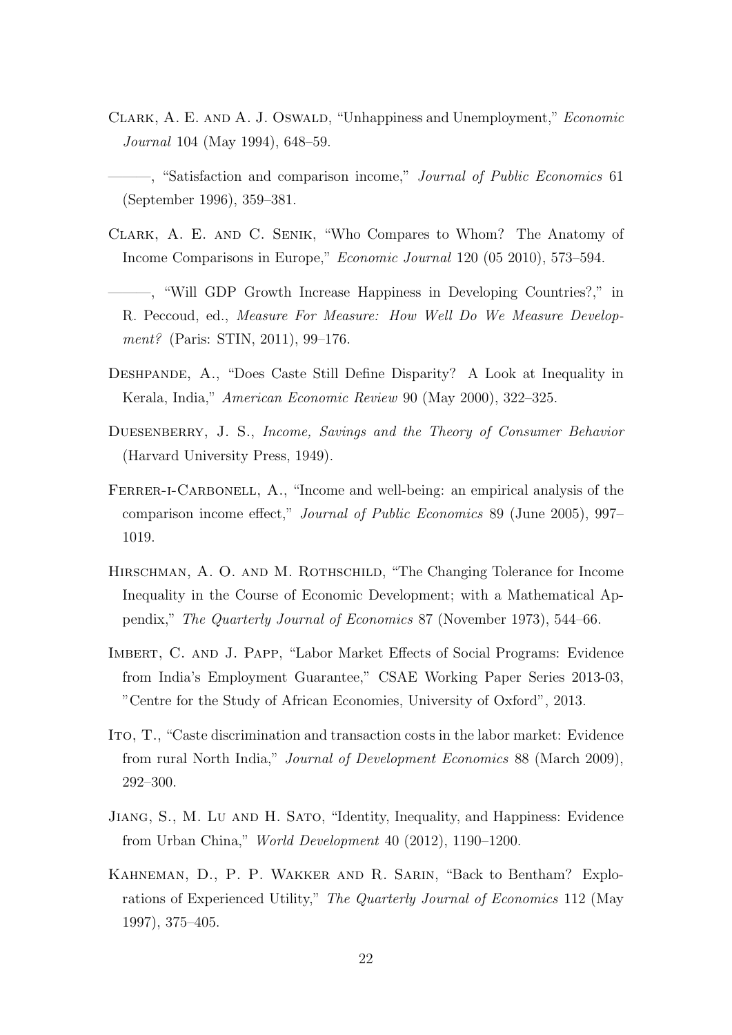Clark, A. E. and A. J. Oswald, "Unhappiness and Unemployment," *Economic Journal* 104 (May 1994), 648–59.

———, "Satisfaction and comparison income," *Journal of Public Economics* 61 (September 1996), 359–381.

Clark, A. E. and C. Senik, "Who Compares to Whom? The Anatomy of Income Comparisons in Europe," *Economic Journal* 120 (05 2010), 573–594.

———, "Will GDP Growth Increase Happiness in Developing Countries?," in R. Peccoud, ed., *Measure For Measure: How Well Do We Measure Development?* (Paris: STIN, 2011), 99–176.

Deshpande, A., "Does Caste Still Define Disparity? A Look at Inequality in Kerala, India," *American Economic Review* 90 (May 2000), 322–325.

Duesenberry, J. S., *Income, Savings and the Theory of Consumer Behavior* (Harvard University Press, 1949).

Ferrer-i-Carbonell, A., "Income and well-being: an empirical analysis of the comparison income effect," *Journal of Public Economics* 89 (June 2005), 997–1019.

Hirschman, A. O. and M. Rothschild, "The Changing Tolerance for Income Inequality in the Course of Economic Development; with a Mathematical Appendix," *The Quarterly Journal of Economics* 87 (November 1973), 544–66.

Imbert, C. and J. Papp, "Labor Market Effects of Social Programs: Evidence from India's Employment Guarantee," CSAE Working Paper Series 2013-03, "Centre for the Study of African Economies, University of Oxford", 2013.

Ito, T., "Caste discrimination and transaction costs in the labor market: Evidence from rural North India," *Journal of Development Economics* 88 (March 2009), 292–300.

Jiang, S., M. Lu and H. Sato, "Identity, Inequality, and Happiness: Evidence from Urban China," *World Development* 40 (2012), 1190–1200.

Kahneman, D., P. P. Wakker and R. Sarin, "Back to Bentham? Explorations of Experienced Utility," *The Quarterly Journal of Economics* 112 (May 1997), 375–405.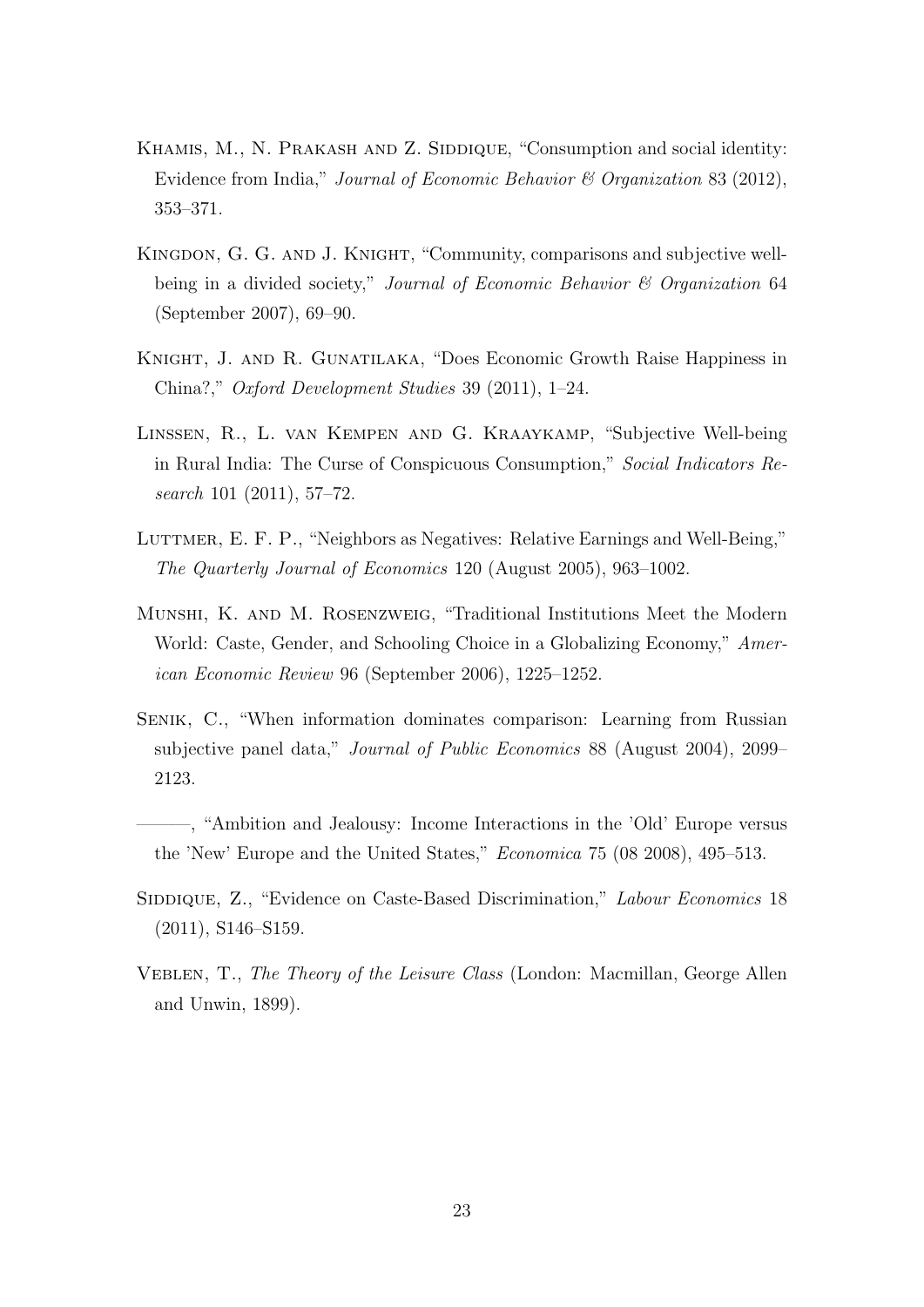Khamis, M., N. Prakash and Z. Siddique, "Consumption and social identity: Evidence from India," *Journal of Economic Behavior & Organization* 83 (2012), 353–371.

Kingdon, G. G. and J. Knight, "Community, comparisons and subjective well-being in a divided society," *Journal of Economic Behavior & Organization* 64 (September 2007), 69–90.

Knight, J. and R. Gunatilaka, "Does Economic Growth Raise Happiness in China?," *Oxford Development Studies* 39 (2011), 1–24.

Linssen, R., L. van Kempen and G. Kraaykamp, "Subjective Well-being in Rural India: The Curse of Conspicuous Consumption," *Social Indicators Research* 101 (2011), 57–72.

Luttmer, E. F. P., "Neighbors as Negatives: Relative Earnings and Well-Being," *The Quarterly Journal of Economics* 120 (August 2005), 963–1002.

Munshi, K. and M. Rosenzweig, "Traditional Institutions Meet the Modern World: Caste, Gender, and Schooling Choice in a Globalizing Economy," *American Economic Review* 96 (September 2006), 1225–1252.

Senik, C., "When information dominates comparison: Learning from Russian subjective panel data," *Journal of Public Economics* 88 (August 2004), 2099–2123.

———, "Ambition and Jealousy: Income Interactions in the 'Old' Europe versus the 'New' Europe and the United States," *Economica* 75 (08 2008), 495–513.

Siddique, Z., "Evidence on Caste-Based Discrimination," *Labour Economics* 18 (2011), S146–S159.

Veblen, T., *The Theory of the Leisure Class* (London: Macmillan, George Allen and Unwin, 1899).